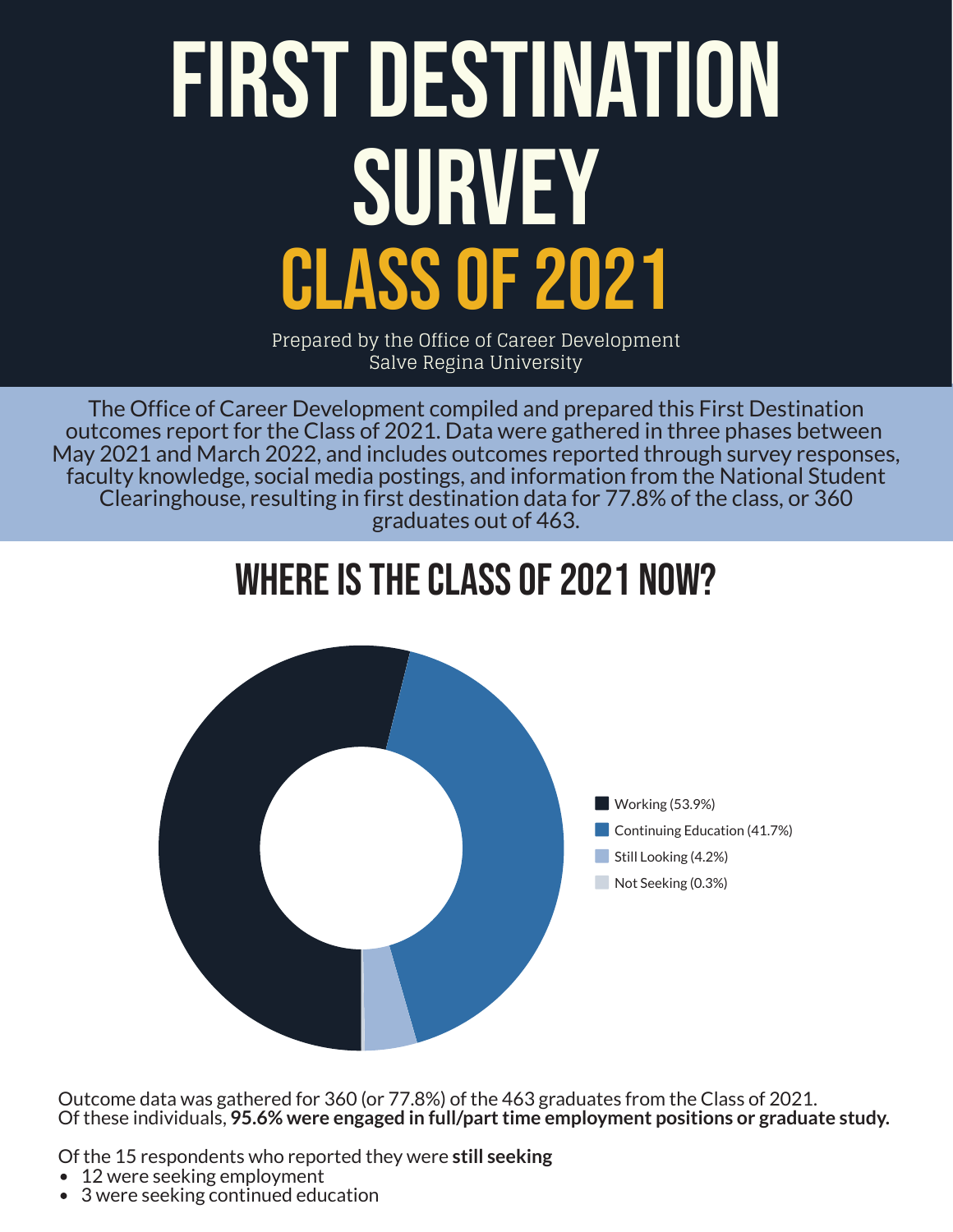# FIRST DESTINATION SURVEY

## CLASS OF 2021

Prepared by the Office of Career Development
Salve Regina University

The Office of Career Development compiled and prepared this First Destination outcomes report for the Class of 2021. Data were gathered in three phases between May 2021 and March 2022, and includes outcomes reported through survey responses, faculty knowledge, social media postings, and information from the National Student Clearinghouse, resulting in first destination data for 77.8% of the class, or 360 graduates out of 463.

## WHERE IS THE CLASS OF 2021 NOW?

- Working (53.9%)
- Continuing Education (41.7%)
- Still Looking (4.2%)
- Not Seeking (0.3%)

Outcome data was gathered for 360 (or 77.8%) of the 463 graduates from the Class of 2021. Of these individuals, **95.6% were engaged in full/part time employment positions or graduate study.**

Of the 15 respondents who reported they were **still seeking**

- 12 were seeking employment
- 3 were seeking continued education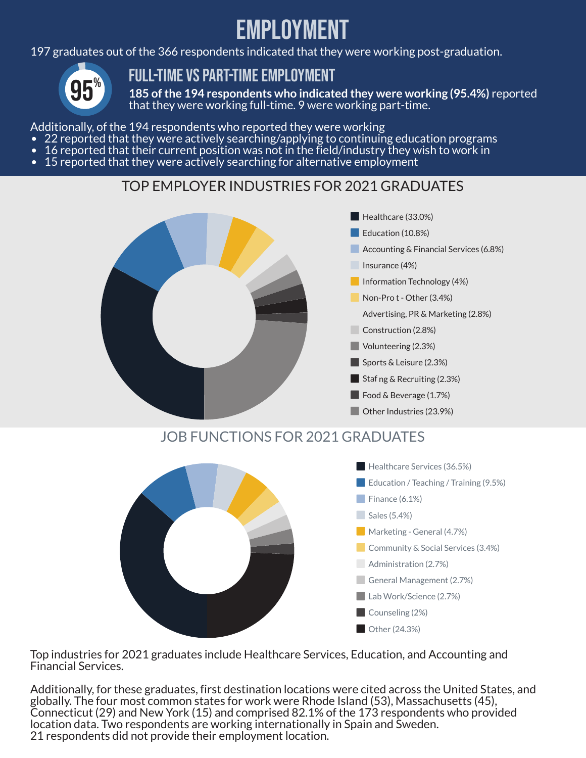# EMPLOYMENT

197 graduates out of the 366 respondents indicated that they were working post-graduation.

95%

## FULL-TIME VS PART-TIME EMPLOYMENT

**185 of the 194 respondents who indicated they were working (95.4%)** reported that they were working full-time. 9 were working part-time.

Additionally, of the 194 respondents who reported they were working

- 22 reported that they were actively searching/applying to continuing education programs
- 16 reported that their current position was not in the field/industry they wish to work in
- 15 reported that they were actively searching for alternative employment

## TOP EMPLOYER INDUSTRIES FOR 2021 GRADUATES

- Healthcare (33.0%)
- Education (10.8%)
- Accounting & Financial Services (6.8%)
- Insurance (4%)
- Information Technology (4%)
- Non-Pro t - Other (3.4%)
- Advertising, PR & Marketing (2.8%)
- Construction (2.8%)
- Volunteering (2.3%)
- Sports & Leisure (2.3%)
- Staf ng & Recruiting (2.3%)
- Food & Beverage (1.7%)
- Other Industries (23.9%)

## JOB FUNCTIONS FOR 2021 GRADUATES

- Healthcare Services (36.5%)
- Education / Teaching / Training (9.5%)
- Finance (6.1%)
- Sales (5.4%)
- Marketing - General (4.7%)
- Community & Social Services (3.4%)
- Administration (2.7%)
- General Management (2.7%)
- Lab Work/Science (2.7%)
- Counseling (2%)
- Other (24.3%)

Top industries for 2021 graduates include Healthcare Services, Education, and Accounting and Financial Services.

Additionally, for these graduates, first destination locations were cited across the United States, and globally. The four most common states for work were Rhode Island (53), Massachusetts (45), Connecticut (29) and New York (15) and comprised 82.1% of the 173 respondents who provided location data. Two respondents are working internationally in Spain and Sweden.
21 respondents did not provide their employment location.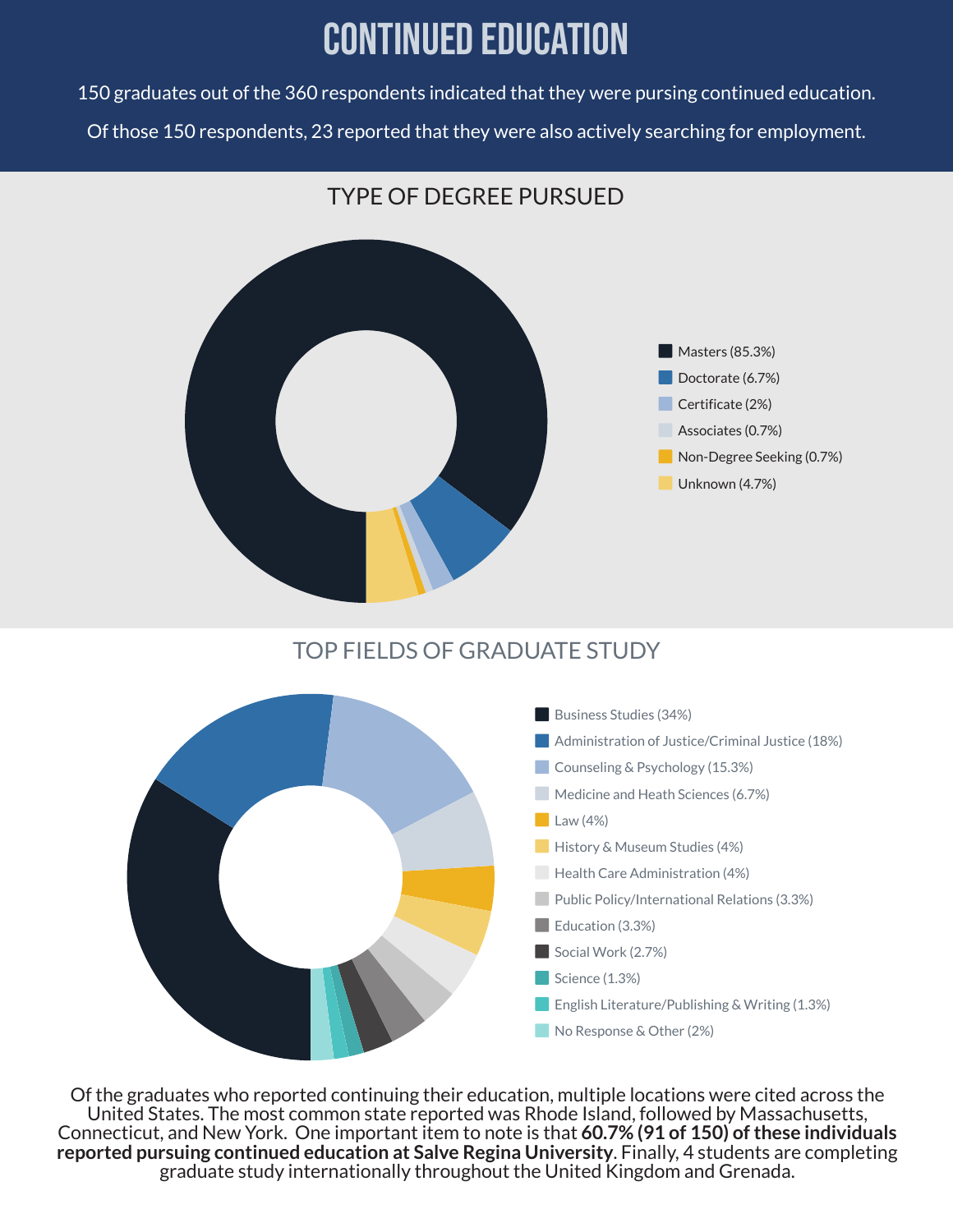# CONTINUED EDUCATION

150 graduates out of the 360 respondents indicated that they were pursing continued education.

Of those 150 respondents, 23 reported that they were also actively searching for employment.

## TYPE OF DEGREE PURSUED

- Masters (85.3%)
- Doctorate (6.7%)
- Certificate (2%)
- Associates (0.7%)
- Non-Degree Seeking (0.7%)
- Unknown (4.7%)

## TOP FIELDS OF GRADUATE STUDY

- Business Studies (34%)
- Administration of Justice/Criminal Justice (18%)
- Counseling & Psychology (15.3%)
- Medicine and Heath Sciences (6.7%)
- Law (4%)
- History & Museum Studies (4%)
- Health Care Administration (4%)
- Public Policy/International Relations (3.3%)
- Education (3.3%)
- Social Work (2.7%)
- Science (1.3%)
- English Literature/Publishing & Writing (1.3%)
- No Response & Other (2%)

Of the graduates who reported continuing their education, multiple locations were cited across the United States. The most common state reported was Rhode Island, followed by Massachusetts, Connecticut, and New York. One important item to note is that **60.7% (91 of 150) of these individuals reported pursuing continued education at Salve Regina University**. Finally, 4 students are completing graduate study internationally throughout the United Kingdom and Grenada.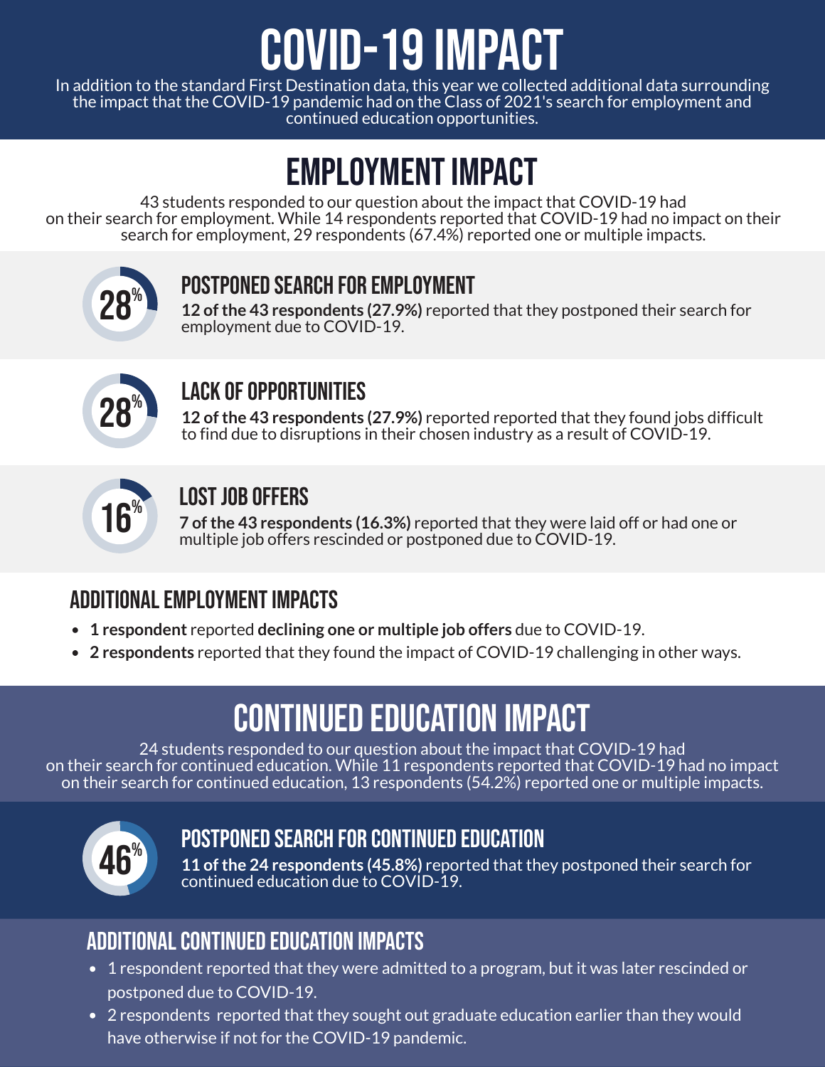# COVID-19 IMPACT

In addition to the standard First Destination data, this year we collected additional data surrounding the impact that the COVID-19 pandemic had on the Class of 2021's search for employment and continued education opportunities.

## EMPLOYMENT IMPACT

43 students responded to our question about the impact that COVID-19 had on their search for employment. While 14 respondents reported that COVID-19 had no impact on their search for employment, 29 respondents (67.4%) reported one or multiple impacts.

28%

### POSTPONED SEARCH FOR EMPLOYMENT

**12 of the 43 respondents (27.9%)** reported that they postponed their search for employment due to COVID-19.

28%

### LACK OF OPPORTUNITIES

**12 of the 43 respondents (27.9%)** reported reported that they found jobs difficult to find due to disruptions in their chosen industry as a result of COVID-19.

16%

### LOST JOB OFFERS

**7 of the 43 respondents (16.3%)** reported that they were laid off or had one or multiple job offers rescinded or postponed due to COVID-19.

### ADDITIONAL EMPLOYMENT IMPACTS

- **1 respondent** reported **declining one or multiple job offers** due to COVID-19.
- **2 respondents** reported that they found the impact of COVID-19 challenging in other ways.

## CONTINUED EDUCATION IMPACT

24 students responded to our question about the impact that COVID-19 had on their search for continued education. While 11 respondents reported that COVID-19 had no impact on their search for continued education, 13 respondents (54.2%) reported one or multiple impacts.

46%

### POSTPONED SEARCH FOR CONTINUED EDUCATION

**11 of the 24 respondents (45.8%)** reported that they postponed their search for continued education due to COVID-19.

### ADDITIONAL CONTINUED EDUCATION IMPACTS

- 1 respondent reported that they were admitted to a program, but it was later rescinded or postponed due to COVID-19.
- 2 respondents reported that they sought out graduate education earlier than they would have otherwise if not for the COVID-19 pandemic.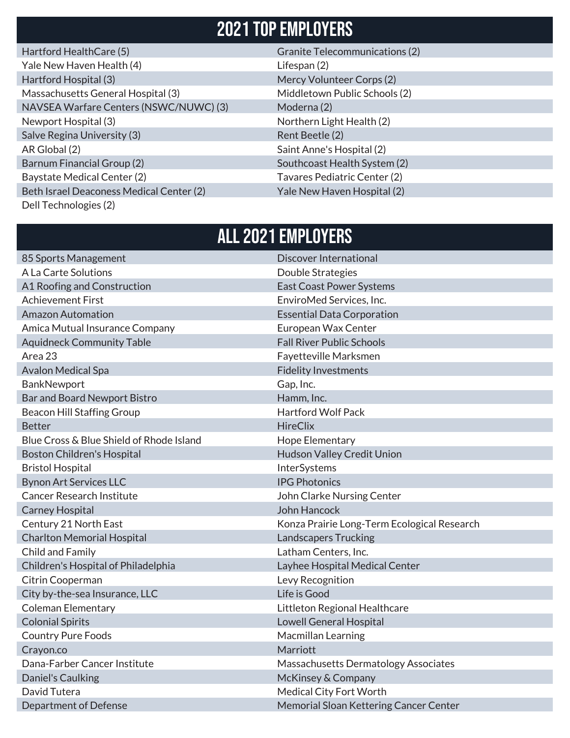# 2021 TOP EMPLOYERS

- Hartford HealthCare (5)
- Yale New Haven Health (4)
- Hartford Hospital (3)
- Massachusetts General Hospital (3)
- NAVSEA Warfare Centers (NSWC/NUWC) (3)
- Newport Hospital (3)
- Salve Regina University (3)
- AR Global (2)
- Barnum Financial Group (2)
- Baystate Medical Center (2)
- Beth Israel Deaconess Medical Center (2)
- Dell Technologies (2)
- Granite Telecommunications (2)
- Lifespan (2)
- Mercy Volunteer Corps (2)
- Middletown Public Schools (2)
- Moderna (2)
- Northern Light Health (2)
- Rent Beetle (2)
- Saint Anne's Hospital (2)
- Southcoast Health System (2)
- Tavares Pediatric Center (2)
- Yale New Haven Hospital (2)

# ALL 2021 EMPLOYERS

- 85 Sports Management
- A La Carte Solutions
- A1 Roofing and Construction
- Achievement First
- Amazon Automation
- Amica Mutual Insurance Company
- Aquidneck Community Table
- Area 23
- Avalon Medical Spa
- BankNewport
- Bar and Board Newport Bistro
- Beacon Hill Staffing Group
- Better
- Blue Cross & Blue Shield of Rhode Island
- Boston Children's Hospital
- Bristol Hospital
- Bynon Art Services LLC
- Cancer Research Institute
- Carney Hospital
- Century 21 North East
- Charlton Memorial Hospital
- Child and Family
- Children's Hospital of Philadelphia
- Citrin Cooperman
- City by-the-sea Insurance, LLC
- Coleman Elementary
- Colonial Spirits
- Country Pure Foods
- Crayon.co
- Dana-Farber Cancer Institute
- Daniel's Caulking
- David Tutera
- Department of Defense
- Discover International
- Double Strategies
- East Coast Power Systems
- EnviroMed Services, Inc.
- Essential Data Corporation
- European Wax Center
- Fall River Public Schools
- Fayetteville Marksmen
- Fidelity Investments
- Gap, Inc.
- Hamm, Inc.
- Hartford Wolf Pack
- HireClix
- Hope Elementary
- Hudson Valley Credit Union
- InterSystems
- IPG Photonics
- John Clarke Nursing Center
- John Hancock
- Konza Prairie Long-Term Ecological Research
- Landscapers Trucking
- Latham Centers, Inc.
- Layhee Hospital Medical Center
- Levy Recognition
- Life is Good
- Littleton Regional Healthcare
- Lowell General Hospital
- Macmillan Learning
- Marriott
- Massachusetts Dermatology Associates
- McKinsey & Company
- Medical City Fort Worth
- Memorial Sloan Kettering Cancer Center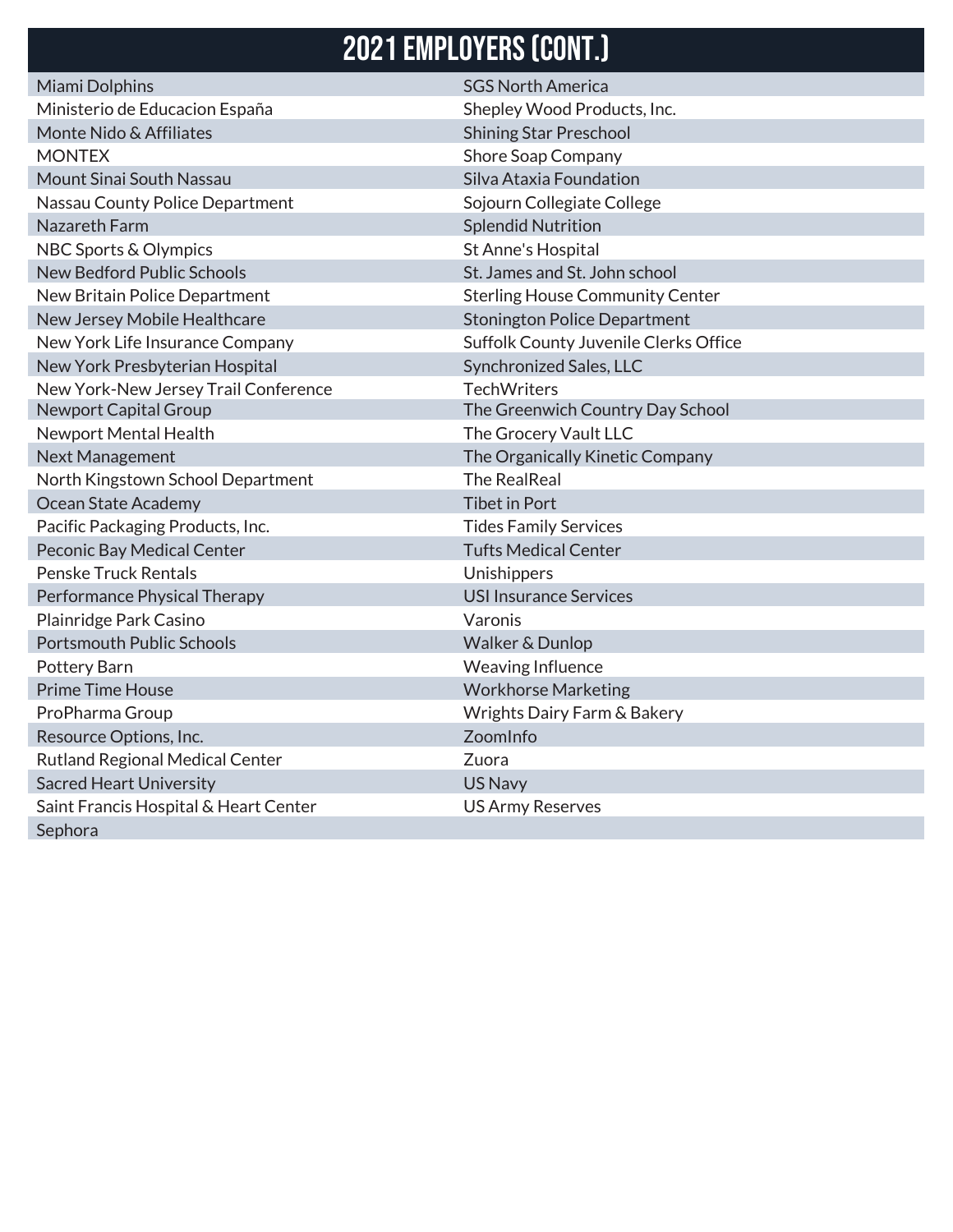# 2021 EMPLOYERS (CONT.)

- Miami Dolphins
- Ministerio de Educacion España
- Monte Nido & Affiliates
- MONTEX
- Mount Sinai South Nassau
- Nassau County Police Department
- Nazareth Farm
- NBC Sports & Olympics
- New Bedford Public Schools
- New Britain Police Department
- New Jersey Mobile Healthcare
- New York Life Insurance Company
- New York Presbyterian Hospital
- New York-New Jersey Trail Conference
- Newport Capital Group
- Newport Mental Health
- Next Management
- North Kingstown School Department
- Ocean State Academy
- Pacific Packaging Products, Inc.
- Peconic Bay Medical Center
- Penske Truck Rentals
- Performance Physical Therapy
- Plainridge Park Casino
- Portsmouth Public Schools
- Pottery Barn
- Prime Time House
- ProPharma Group
- Resource Options, Inc.
- Rutland Regional Medical Center
- Sacred Heart University
- Saint Francis Hospital & Heart Center
- Sephora
- SGS North America
- Shepley Wood Products, Inc.
- Shining Star Preschool
- Shore Soap Company
- Silva Ataxia Foundation
- Sojourn Collegiate College
- Splendid Nutrition
- St Anne's Hospital
- St. James and St. John school
- Sterling House Community Center
- Stonington Police Department
- Suffolk County Juvenile Clerks Office
- Synchronized Sales, LLC
- TechWriters
- The Greenwich Country Day School
- The Grocery Vault LLC
- The Organically Kinetic Company
- The RealReal
- Tibet in Port
- Tides Family Services
- Tufts Medical Center
- Unishippers
- USI Insurance Services
- Varonis
- Walker & Dunlop
- Weaving Influence
- Workhorse Marketing
- Wrights Dairy Farm & Bakery
- ZoomInfo
- Zuora
- US Navy
- US Army Reserves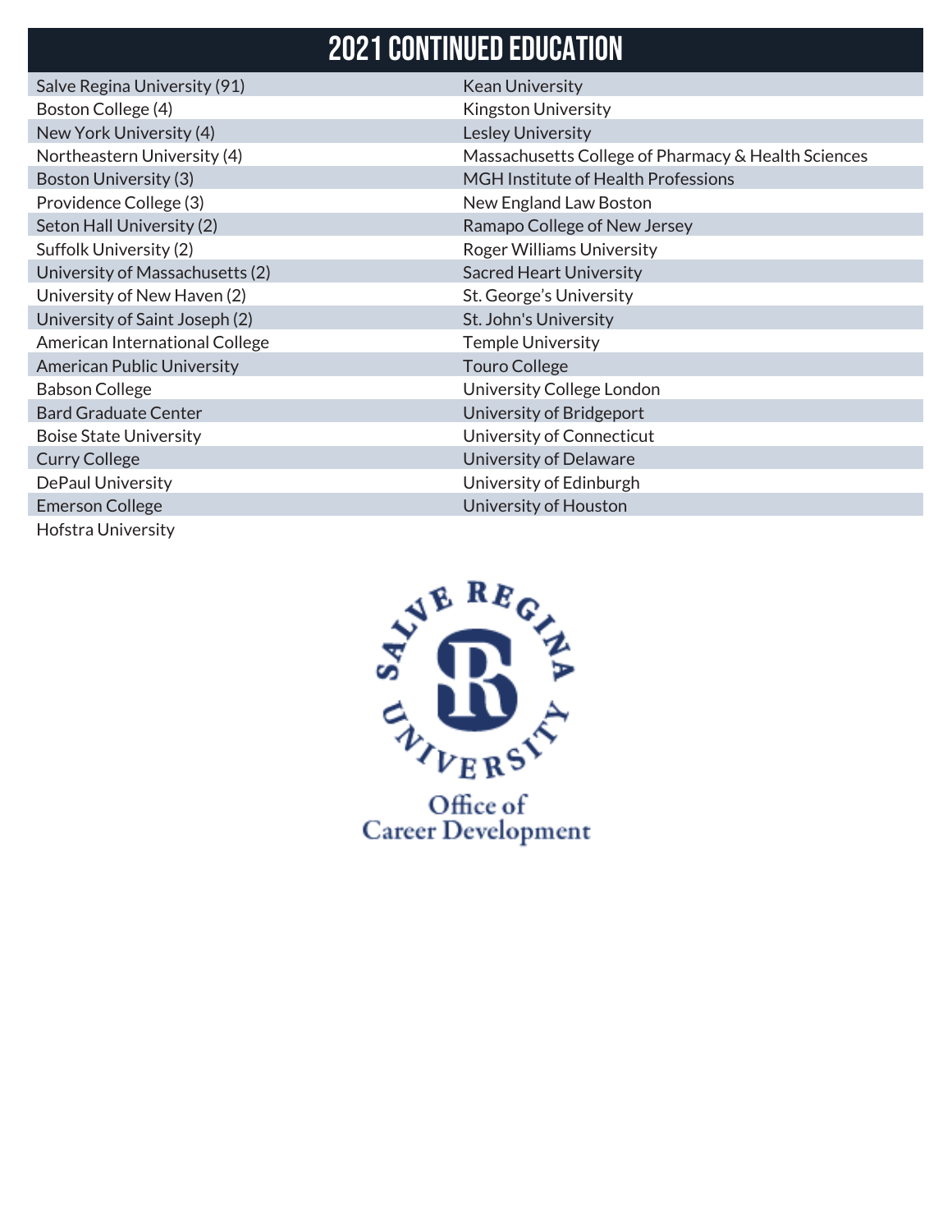# 2021 CONTINUED EDUCATION

| | |
|---|---|
| Salve Regina University (91) | Kean University |
| Boston College (4) | Kingston University |
| New York University (4) | Lesley University |
| Northeastern University (4) | Massachusetts College of Pharmacy & Health Sciences |
| Boston University (3) | MGH Institute of Health Professions |
| Providence College (3) | New England Law Boston |
| Seton Hall University (2) | Ramapo College of New Jersey |
| Suffolk University (2) | Roger Williams University |
| University of Massachusetts (2) | Sacred Heart University |
| University of New Haven (2) | St. George's University |
| University of Saint Joseph (2) | St. John's University |
| American International College | Temple University |
| American Public University | Touro College |
| Babson College | University College London |
| Bard Graduate Center | University of Bridgeport |
| Boise State University | University of Connecticut |
| Curry College | University of Delaware |
| DePaul University | University of Edinburgh |
| Emerson College | University of Houston |
| Hofstra University | |

Salve Regina University

Office of Career Development